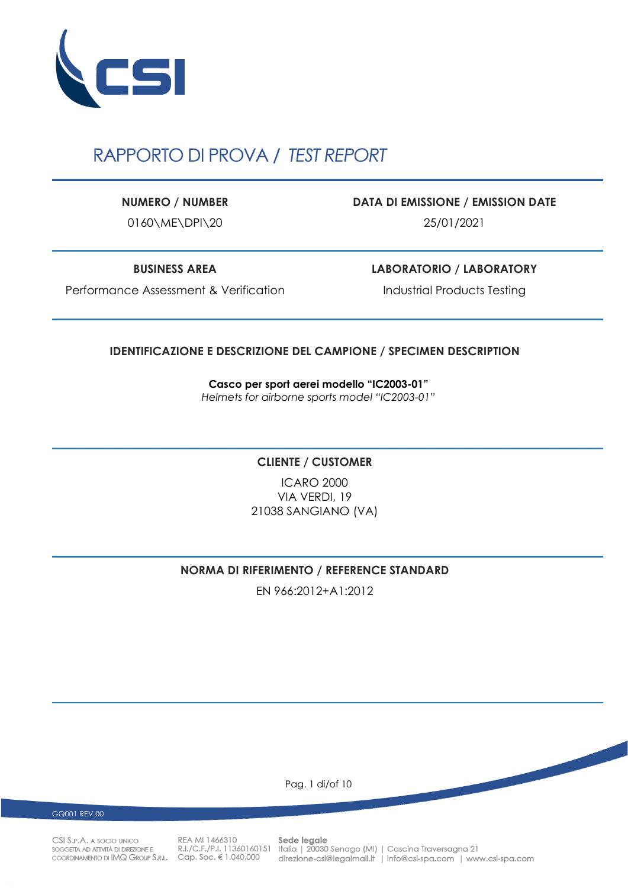# RAPPORTO DI PROVA / *TEST REPORT*

| NUMERO / NUMBER | DATA DI EMISSIONE / EMISSION DATE |
|---|---|
| 0160\ME\DPI\20 | 25/01/2021 |

| BUSINESS AREA | LABORATORIO / LABORATORY |
|---|---|
| Performance Assessment & Verification | Industrial Products Testing |

## IDENTIFICAZIONE E DESCRIZIONE DEL CAMPIONE / SPECIMEN DESCRIPTION

**Casco per sport aerei modello "IC2003-01"**
*Helmets for airborne sports model "IC2003-01"*

## CLIENTE / CUSTOMER

ICARO 2000
VIA VERDI, 19
21038 SANGIANO (VA)

## NORMA DI RIFERIMENTO / REFERENCE STANDARD

EN 966:2012+A1:2012

GQ001 REV.00

CSI S.p.A. a socio unico soggetta ad attività di direzione e coordinamento di IMQ Group S.r.l.
REA MI 1466310
R.I./C.F./P.I. 11360160151
Cap. Soc. € 1.040.000

**Sede legale**
Italia | 20030 Senago (MI) | Cascina Traversagna 21
direzione-csi@legalmail.it | info@csi-spa.com | www.csi-spa.com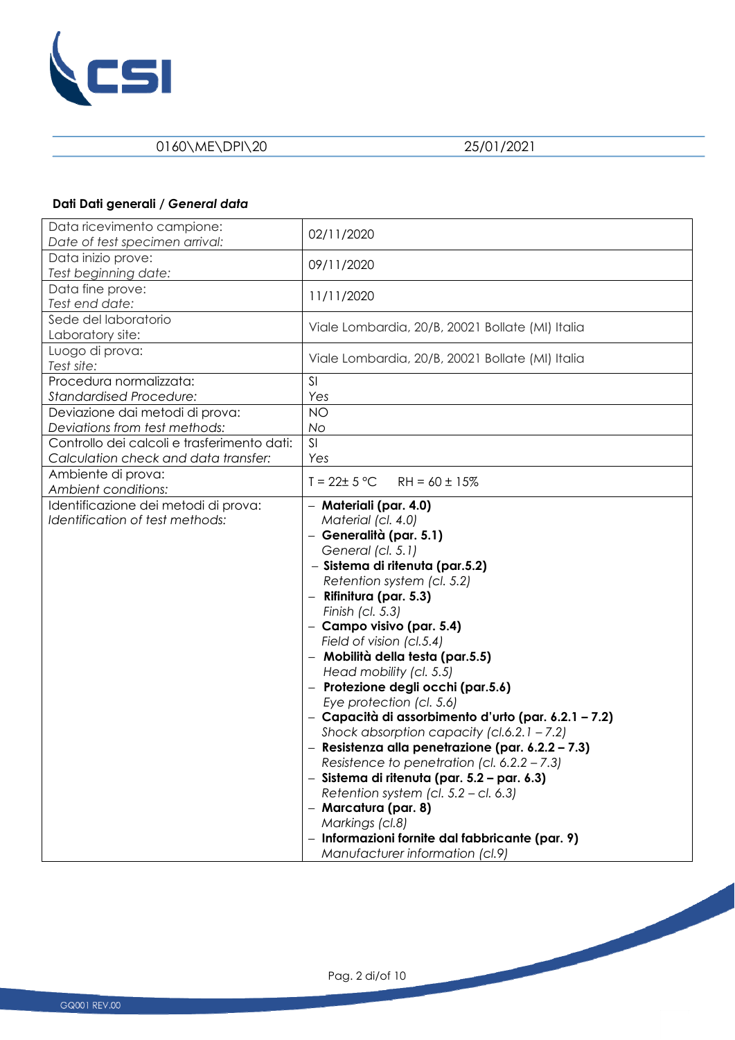0160\ME\DPI\20 25/01/2021

**Dati Dati generali / *General data***

| | |
|---|---|
| Data ricevimento campione:<br>*Date of test specimen arrival:* | 02/11/2020 |
| Data inizio prove:<br>*Test beginning date:* | 09/11/2020 |
| Data fine prove:<br>*Test end date:* | 11/11/2020 |
| Sede del laboratorio<br>Laboratory site: | Viale Lombardia, 20/B, 20021 Bollate (MI) Italia |
| Luogo di prova:<br>*Test site:* | Viale Lombardia, 20/B, 20021 Bollate (MI) Italia |
| Procedura normalizzata:<br>*Standardised Procedure:* | SI<br>*Yes* |
| Deviazione dai metodi di prova:<br>*Deviations from test methods:* | NO<br>*No* |
| Controllo dei calcoli e trasferimento dati:<br>*Calculation check and data transfer:* | SI<br>*Yes* |
| Ambiente di prova:<br>*Ambient conditions:* | T = 22± 5 °C RH = 60 ± 15% |
| Identificazione dei metodi di prova:<br>*Identification of test methods:* | – **Materiali (par. 4.0)**<br>*Material (cl. 4.0)*<br>– **Generalità (par. 5.1)**<br>*General (cl. 5.1)*<br>– **Sistema di ritenuta (par.5.2)**<br>*Retention system (cl. 5.2)*<br>– **Rifinitura (par. 5.3)**<br>*Finish (cl. 5.3)*<br>– **Campo visivo (par. 5.4)**<br>*Field of vision (cl.5.4)*<br>– **Mobilità della testa (par.5.5)**<br>*Head mobility (cl. 5.5)*<br>– **Protezione degli occhi (par.5.6)**<br>*Eye protection (cl. 5.6)*<br>– **Capacità di assorbimento d'urto (par. 6.2.1 – 7.2)**<br>*Shock absorption capacity (cl.6.2.1 – 7.2)*<br>– **Resistenza alla penetrazione (par. 6.2.2 – 7.3)**<br>*Resistence to penetration (cl. 6.2.2 – 7.3)*<br>– **Sistema di ritenuta (par. 5.2 – par. 6.3)**<br>*Retention system (cl. 5.2 – cl. 6.3)*<br>– **Marcatura (par. 8)**<br>*Markings (cl.8)*<br>– **Informazioni fornite dal fabbricante (par. 9)**<br>*Manufacturer information (cl.9)* |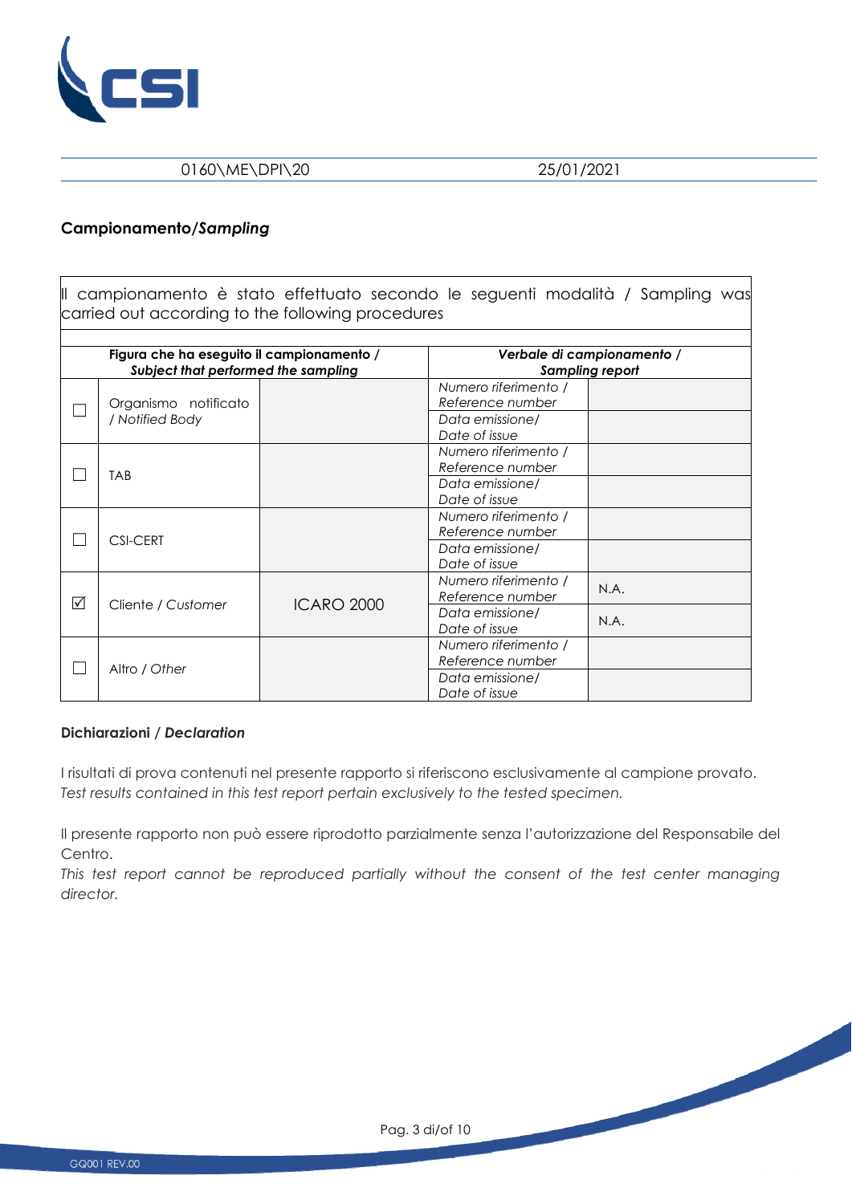0160\ME\DPI\20 25/01/2021

## Campionamento/*Sampling*

Il campionamento è stato effettuato secondo le seguenti modalità / Sampling was carried out according to the following procedures

| **Figura che ha eseguito il campionamento / *Subject that performed the sampling*** | | | ***Verbale di campionamento / Sampling report*** | |
|---|---|---|---|---|
| ☐ | Organismo notificato / *Notified Body* | | *Numero riferimento / Reference number* | |
| | | | *Data emissione/ Date of issue* | |
| ☐ | TAB | | *Numero riferimento / Reference number* | |
| | | | *Data emissione/ Date of issue* | |
| ☐ | CSI-CERT | | *Numero riferimento / Reference number* | |
| | | | *Data emissione/ Date of issue* | |
| ☑ | Cliente / *Customer* | ICARO 2000 | *Numero riferimento / Reference number* | N.A. |
| | | | *Data emissione/ Date of issue* | N.A. |
| ☐ | Altro / *Other* | | *Numero riferimento / Reference number* | |
| | | | *Data emissione/ Date of issue* | |

**Dichiarazioni / *Declaration***

I risultati di prova contenuti nel presente rapporto si riferiscono esclusivamente al campione provato.
*Test results contained in this test report pertain exclusively to the tested specimen.*

Il presente rapporto non può essere riprodotto parzialmente senza l'autorizzazione del Responsabile del Centro.
*This test report cannot be reproduced partially without the consent of the test center managing director.*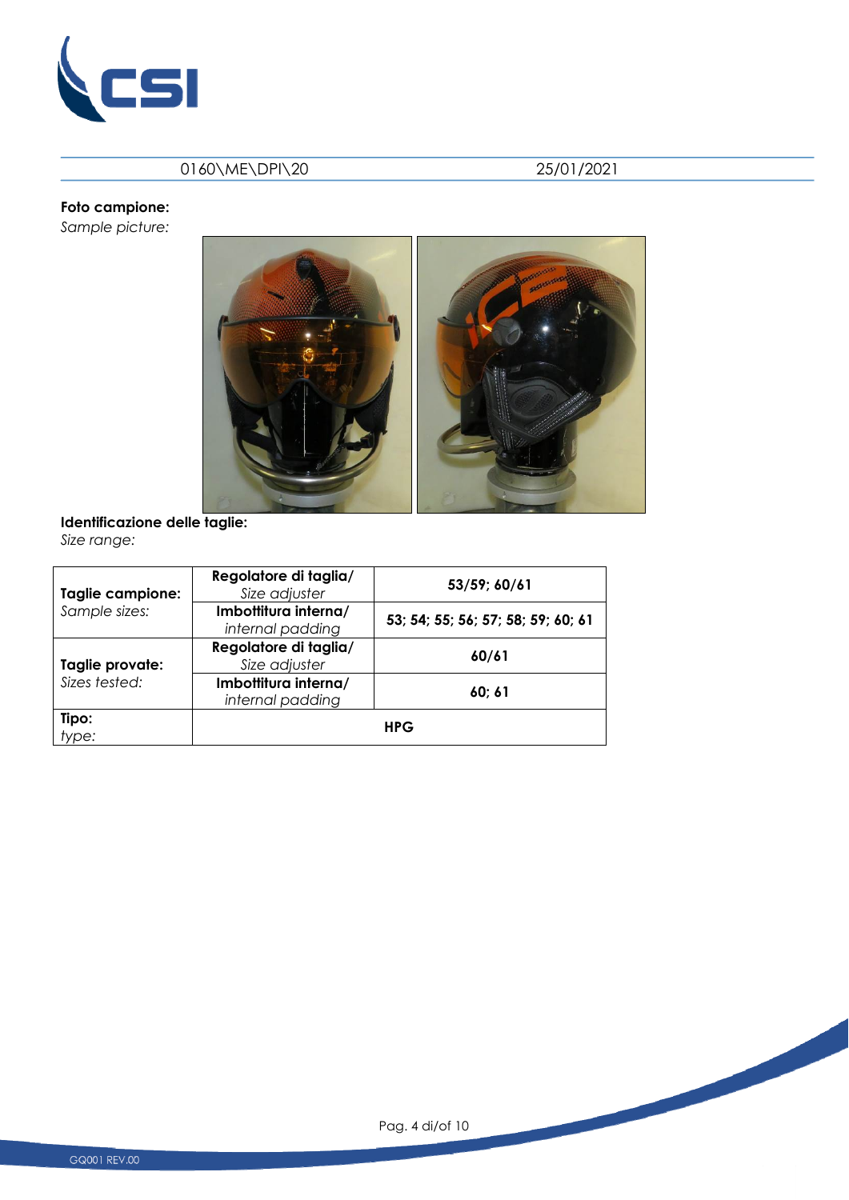0160\ME\DPI\20 25/01/2021

**Foto campione:**
*Sample picture:*

**Identificazione delle taglie:**
*Size range:*

| | | |
|---|---|---|
| **Taglie campione:** *Sample sizes:* | **Regolatore di taglia/** *Size adjuster* | **53/59; 60/61** |
| | **Imbottitura interna/** *internal padding* | **53; 54; 55; 56; 57; 58; 59; 60; 61** |
| **Taglie provate:** *Sizes tested:* | **Regolatore di taglia/** *Size adjuster* | **60/61** |
| | **Imbottitura interna/** *internal padding* | **60; 61** |
| **Tipo:** *type:* | **HPG** | |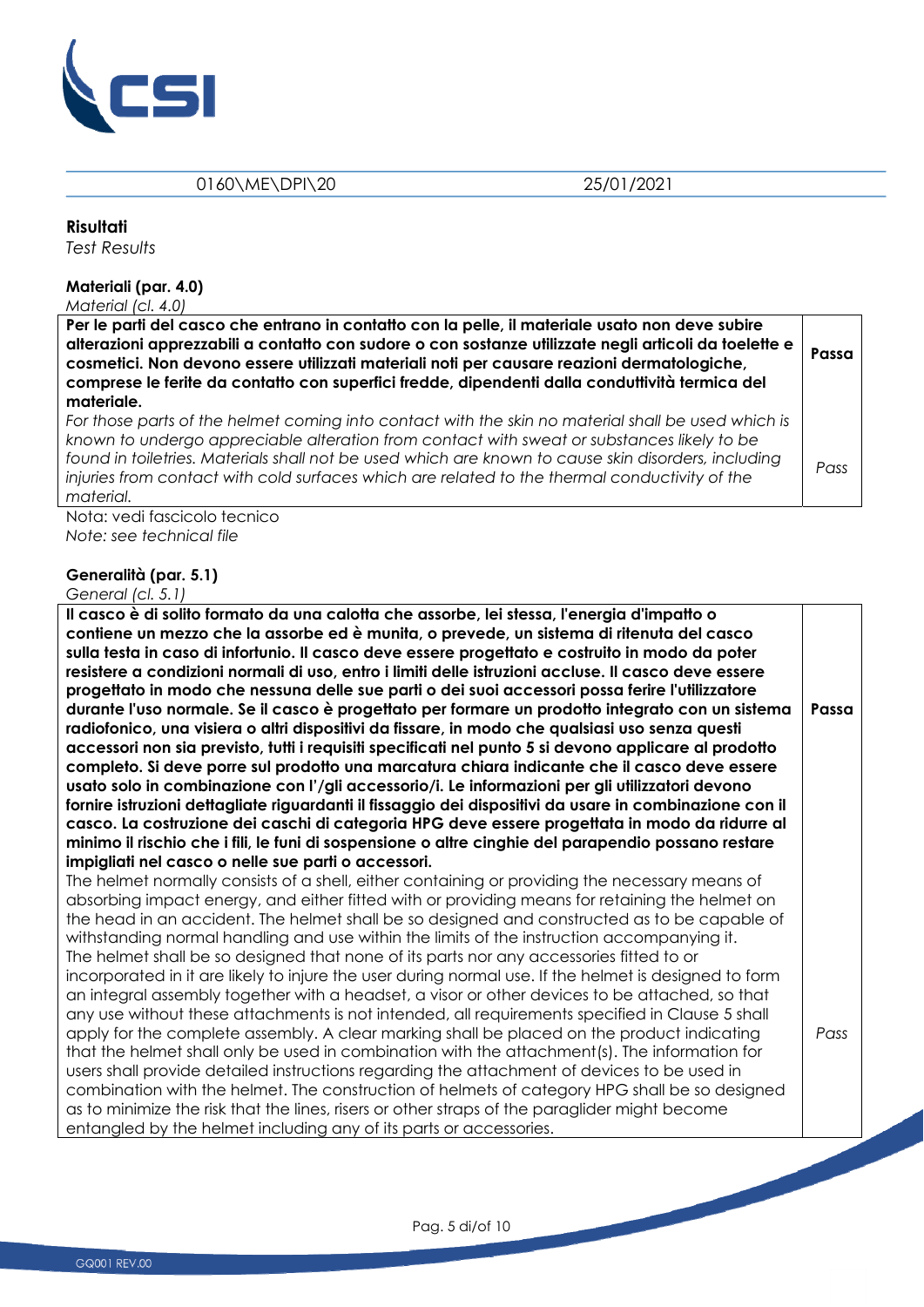## Risultati

*Test Results*

### Materiali (par. 4.0)

*Material (cl. 4.0)*

| | |
|---|---|
| **Per le parti del casco che entrano in contatto con la pelle, il materiale usato non deve subire alterazioni apprezzabili a contatto con sudore o con sostanze utilizzate negli articoli da toelette e cosmetici. Non devono essere utilizzati materiali noti per causare reazioni dermatologiche, comprese le ferite da contatto con superfici fredde, dipendenti dalla conduttività termica del materiale.** | **Passa** |
| *For those parts of the helmet coming into contact with the skin no material shall be used which is known to undergo appreciable alteration from contact with sweat or substances likely to be found in toiletries. Materials shall not be used which are known to cause skin disorders, including injuries from contact with cold surfaces which are related to the thermal conductivity of the material.* | *Pass* |

Nota: vedi fascicolo tecnico

*Note: see technical file*

### Generalità (par. 5.1)

*General (cl. 5.1)*

| | |
|---|---|
| **Il casco è di solito formato da una calotta che assorbe, lei stessa, l'energia d'impatto o contiene un mezzo che la assorbe ed è munita, o prevede, un sistema di ritenuta del casco sulla testa in caso di infortunio. Il casco deve essere progettato e costruito in modo da poter resistere a condizioni normali di uso, entro i limiti delle istruzioni accluse. Il casco deve essere progettato in modo che nessuna delle sue parti o dei suoi accessori possa ferire l'utilizzatore durante l'uso normale. Se il casco è progettato per formare un prodotto integrato con un sistema radiofonico, una visiera o altri dispositivi da fissare, in modo che qualsiasi uso senza questi accessori non sia previsto, tutti i requisiti specificati nel punto 5 si devono applicare al prodotto completo. Si deve porre sul prodotto una marcatura chiara indicante che il casco deve essere usato solo in combinazione con l'/gli accessorio/i. Le informazioni per gli utilizzatori devono fornire istruzioni dettagliate riguardanti il fissaggio dei dispositivi da usare in combinazione con il casco. La costruzione dei caschi di categoria HPG deve essere progettata in modo da ridurre al minimo il rischio che i fili, le funi di sospensione o altre cinghie del parapendio possano restare impigliati nel casco o nelle sue parti o accessori.** | **Passa** |
| The helmet normally consists of a shell, either containing or providing the necessary means of absorbing impact energy, and either fitted with or providing means for retaining the helmet on the head in an accident. The helmet shall be so designed and constructed as to be capable of withstanding normal handling and use within the limits of the instruction accompanying it. The helmet shall be so designed that none of its parts nor any accessories fitted to or incorporated in it are likely to injure the user during normal use. If the helmet is designed to form an integral assembly together with a headset, a visor or other devices to be attached, so that any use without these attachments is not intended, all requirements specified in Clause 5 shall apply for the complete assembly. A clear marking shall be placed on the product indicating that the helmet shall only be used in combination with the attachment(s). The information for users shall provide detailed instructions regarding the attachment of devices to be used in combination with the helmet. The construction of helmets of category HPG shall be so designed as to minimize the risk that the lines, risers or other straps of the paraglider might become entangled by the helmet including any of its parts or accessories. | *Pass* |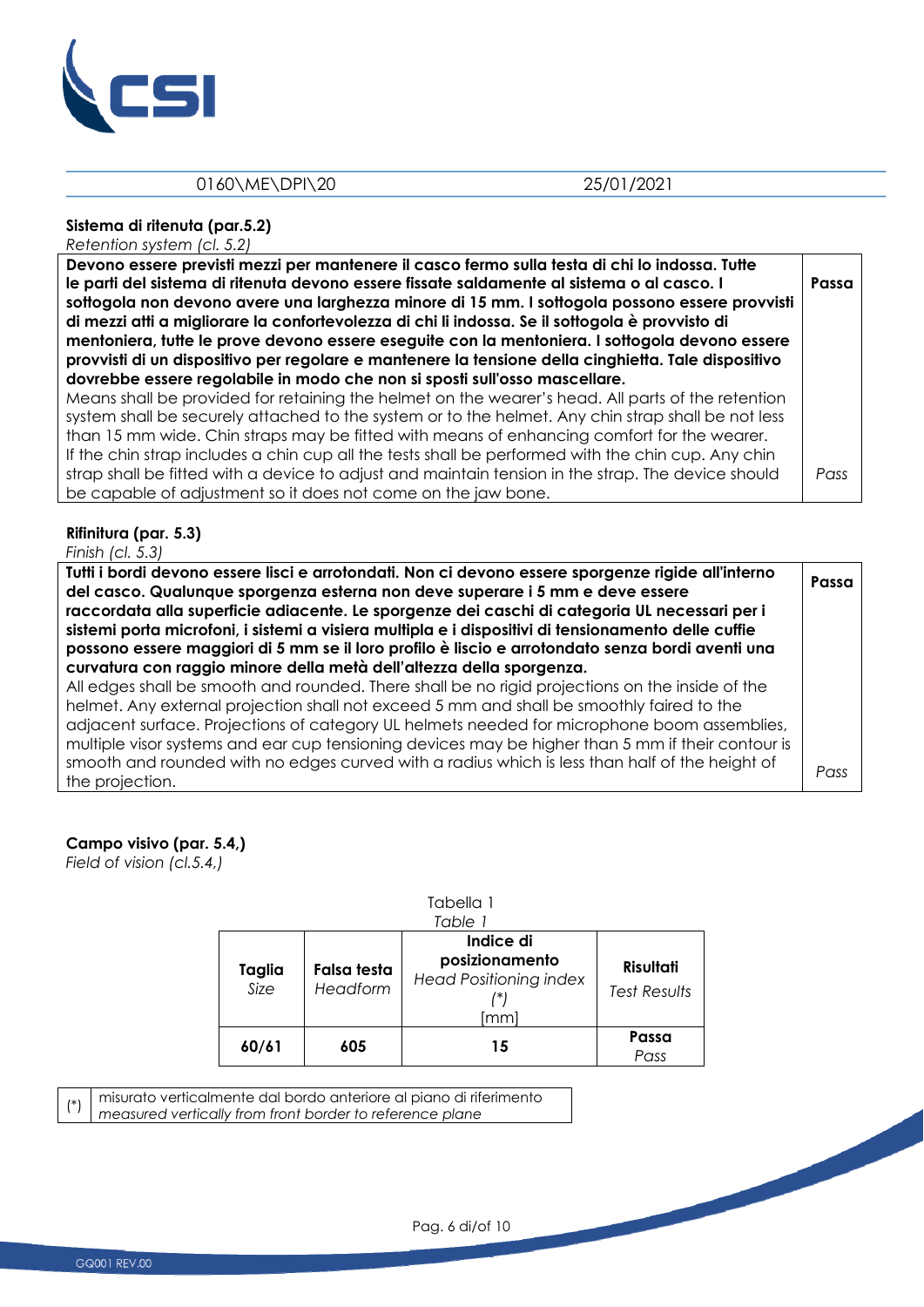**Sistema di ritenuta (par.5.2)**
*Retention system (cl. 5.2)*

| | |
|---|---|
| **Devono essere previsti mezzi per mantenere il casco fermo sulla testa di chi lo indossa. Tutte le parti del sistema di ritenuta devono essere fissate saldamente al sistema o al casco. I sottogola non devono avere una larghezza minore di 15 mm. I sottogola possono essere provvisti di mezzi atti a migliorare la confortevolezza di chi li indossa. Se il sottogola è provvisto di mentoniera, tutte le prove devono essere eseguite con la mentoniera. I sottogola devono essere provvisti di un dispositivo per regolare e mantenere la tensione della cinghietta. Tale dispositivo dovrebbe essere regolabile in modo che non si sposti sull'osso mascellare.** Means shall be provided for retaining the helmet on the wearer's head. All parts of the retention system shall be securely attached to the system or to the helmet. Any chin strap shall be not less than 15 mm wide. Chin straps may be fitted with means of enhancing comfort for the wearer. If the chin strap includes a chin cup all the tests shall be performed with the chin cup. Any chin strap shall be fitted with a device to adjust and maintain tension in the strap. The device should be capable of adjustment so it does not come on the jaw bone. | **Passa** *Pass* |

**Rifinitura (par. 5.3)**
*Finish (cl. 5.3)*

| | |
|---|---|
| **Tutti i bordi devono essere lisci e arrotondati. Non ci devono essere sporgenze rigide all'interno del casco. Qualunque sporgenza esterna non deve superare i 5 mm e deve essere raccordata alla superficie adiacente. Le sporgenze dei caschi di categoria UL necessari per i sistemi porta microfoni, i sistemi a visiera multipla e i dispositivi di tensionamento delle cuffie possono essere maggiori di 5 mm se il loro profilo è liscio e arrotondato senza bordi aventi una curvatura con raggio minore della metà dell'altezza della sporgenza.** All edges shall be smooth and rounded. There shall be no rigid projections on the inside of the helmet. Any external projection shall not exceed 5 mm and shall be smoothly faired to the adjacent surface. Projections of category UL helmets needed for microphone boom assemblies, multiple visor systems and ear cup tensioning devices may be higher than 5 mm if their contour is smooth and rounded with no edges curved with a radius which is less than half of the height of the projection. | **Passa** *Pass* |

**Campo visivo (par. 5.4,)**
*Field of vision (cl.5.4,)*

Tabella 1
*Table 1*

| **Taglia** *Size* | **Falsa testa** *Headform* | **Indice di posizionamento** *Head Positioning index (*)* [mm] | **Risultati** *Test Results* |
|---|---|---|---|
| **60/61** | **605** | **15** | **Passa** *Pass* |

(*) misurato verticalmente dal bordo anteriore al piano di riferimento
*measured vertically from front border to reference plane*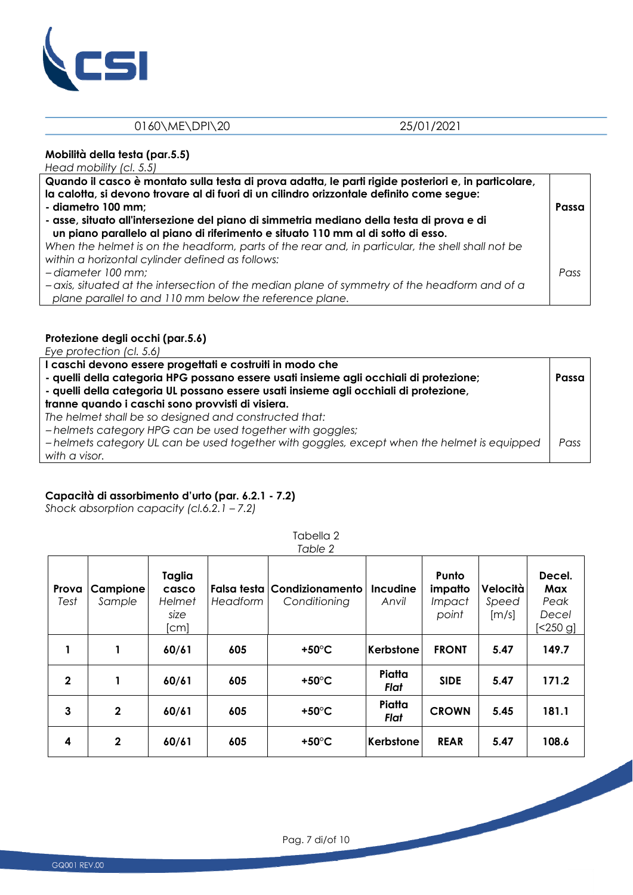**Mobilità della testa (par.5.5)**
*Head mobility (cl. 5.5)*

| **Quando il casco è montato sulla testa di prova adatta, le parti rigide posteriori e, in particolare, la calotta, si devono trovare al di fuori di un cilindro orizzontale definito come segue:**<br>**- diametro 100 mm;**<br>**- asse, situato all'intersezione del piano di simmetria mediano della testa di prova e di un piano parallelo al piano di riferimento e situato 110 mm al di sotto di esso.**<br>*When the helmet is on the headform, parts of the rear and, in particular, the shell shall not be within a horizontal cylinder defined as follows:*<br>*– diameter 100 mm;*<br>*– axis, situated at the intersection of the median plane of symmetry of the headform and of a plane parallel to and 110 mm below the reference plane.* | **Passa**<br>*Pass* |
|---|---|

**Protezione degli occhi (par.5.6)**
*Eye protection (cl. 5.6)*

| **I caschi devono essere progettati e costruiti in modo che**<br>**- quelli della categoria HPG possano essere usati insieme agli occhiali di protezione;**<br>**- quelli della categoria UL possano essere usati insieme agli occhiali di protezione, tranne quando i caschi sono provvisti di visiera.**<br>*The helmet shall be so designed and constructed that:*<br>*– helmets category HPG can be used together with goggles;*<br>*– helmets category UL can be used together with goggles, except when the helmet is equipped with a visor.* | **Passa**<br>*Pass* |
|---|---|

**Capacità di assorbimento d'urto (par. 6.2.1 - 7.2)**
*Shock absorption capacity (cl.6.2.1 – 7.2)*

Tabella 2
*Table 2*

| **Prova** *Test* | **Campione** *Sample* | **Taglia casco** *Helmet size* [cm] | **Falsa testa** *Headform* | **Condizionamento** *Conditioning* | **Incudine** *Anvil* | **Punto impatto** *Impact point* | **Velocità** *Speed* [m/s] | **Decel. Max** *Peak Decel* [<250 g] |
|---|---|---|---|---|---|---|---|---|
| **1** | **1** | **60/61** | **605** | **+50°C** | **Kerbstone** | **FRONT** | **5.47** | **149.7** |
| **2** | **1** | **60/61** | **605** | **+50°C** | **Piatta** ***Flat*** | **SIDE** | **5.47** | **171.2** |
| **3** | **2** | **60/61** | **605** | **+50°C** | **Piatta** ***Flat*** | **CROWN** | **5.45** | **181.1** |
| **4** | **2** | **60/61** | **605** | **+50°C** | **Kerbstone** | **REAR** | **5.47** | **108.6** |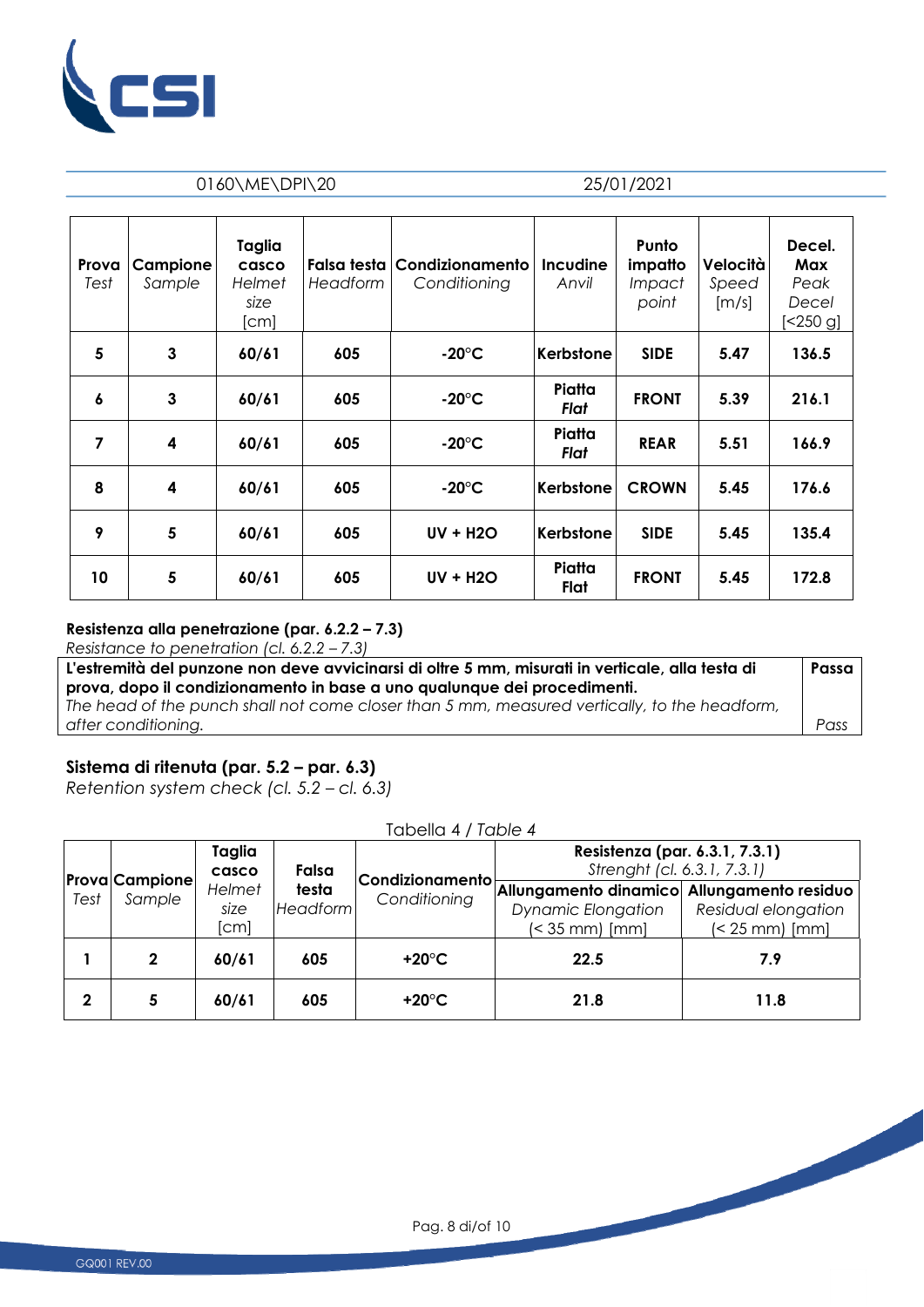0160\ME\DPI\20 25/01/2021

| **Prova** *Test* | **Campione** *Sample* | **Taglia casco** *Helmet size* [cm] | **Falsa testa** *Headform* | **Condizionamento** *Conditioning* | **Incudine** *Anvil* | **Punto impatto** *Impact point* | **Velocità** *Speed* [m/s] | **Decel. Max** *Peak Decel* [<250 g] |
|---|---|---|---|---|---|---|---|---|
| **5** | **3** | **60/61** | **605** | **-20°C** | **Kerbstone** | **SIDE** | **5.47** | **136.5** |
| **6** | **3** | **60/61** | **605** | **-20°C** | **Piatta** ***Flat*** | **FRONT** | **5.39** | **216.1** |
| **7** | **4** | **60/61** | **605** | **-20°C** | **Piatta** ***Flat*** | **REAR** | **5.51** | **166.9** |
| **8** | **4** | **60/61** | **605** | **-20°C** | **Kerbstone** | **CROWN** | **5.45** | **176.6** |
| **9** | **5** | **60/61** | **605** | **UV + H2O** | **Kerbstone** | **SIDE** | **5.45** | **135.4** |
| **10** | **5** | **60/61** | **605** | **UV + H2O** | **Piatta Flat** | **FRONT** | **5.45** | **172.8** |

**Resistenza alla penetrazione (par. 6.2.2 – 7.3)**
*Resistance to penetration (cl. 6.2.2 – 7.3)*

| | |
|---|---|
| **L'estremità del punzone non deve avvicinarsi di oltre 5 mm, misurati in verticale, alla testa di prova, dopo il condizionamento in base a uno qualunque dei procedimenti.** *The head of the punch shall not come closer than 5 mm, measured vertically, to the headform, after conditioning.* | **Passa** *Pass* |

## Sistema di ritenuta (par. 5.2 – par. 6.3)
*Retention system check (cl. 5.2 – cl. 6.3)*

Tabella 4 / *Table 4*

| **Prova** *Test* | **Campione** *Sample* | **Taglia casco** *Helmet size* [cm] | **Falsa testa** *Headform* | **Condizionamento** *Conditioning* | **Resistenza (par. 6.3.1, 7.3.1)** *Strenght (cl. 6.3.1, 7.3.1)* | |
|---|---|---|---|---|---|---|
| | | | | | **Allungamento dinamico** *Dynamic Elongation* (< 35 mm) [mm] | **Allungamento residuo** *Residual elongation* (< 25 mm) [mm] |
| **1** | **2** | **60/61** | **605** | **+20°C** | **22.5** | **7.9** |
| **2** | **5** | **60/61** | **605** | **+20°C** | **21.8** | **11.8** |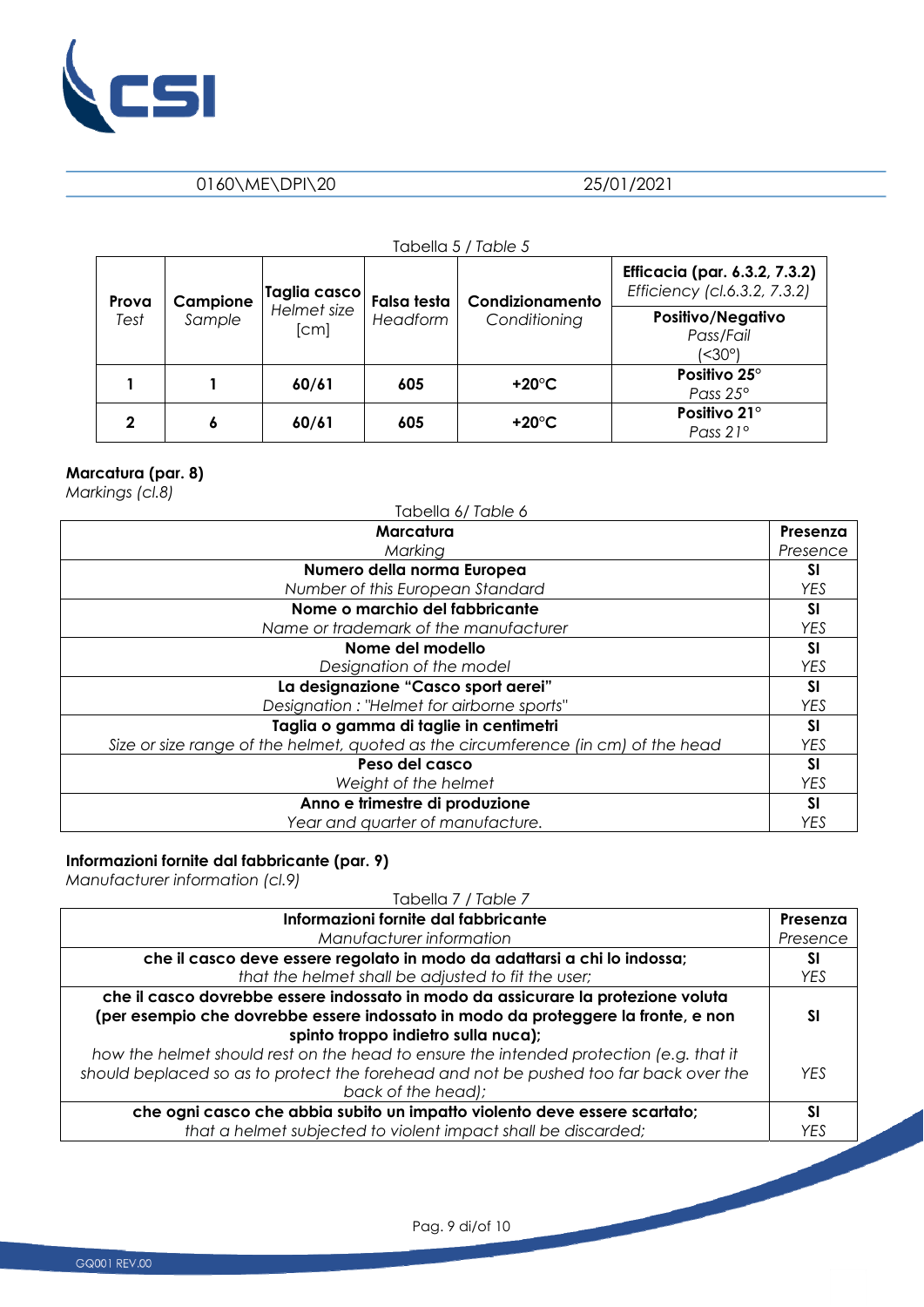Tabella 5 / *Table 5*

| **Prova** *Test* | **Campione** *Sample* | **Taglia casco** *Helmet size* [cm] | **Falsa testa** *Headform* | **Condizionamento** *Conditioning* | **Efficacia (par. 6.3.2, 7.3.2)** *Efficiency (cl.6.3.2, 7.3.2)* |
|---|---|---|---|---|---|
| | | | | | **Positivo/Negativo** *Pass/Fail* (<30°) |
| **1** | **1** | **60/61** | **605** | **+20°C** | **Positivo 25°** *Pass 25°* |
| **2** | **6** | **60/61** | **605** | **+20°C** | **Positivo 21°** *Pass 21°* |

**Marcatura (par. 8)**
*Markings (cl.8)*

Tabella 6/ *Table 6*

| **Marcatura** *Marking* | **Presenza** *Presence* |
|---|---|
| **Numero della norma Europea** *Number of this European Standard* | **SI** *YES* |
| **Nome o marchio del fabbricante** *Name or trademark of the manufacturer* | **SI** *YES* |
| **Nome del modello** *Designation of the model* | **SI** *YES* |
| **La designazione "Casco sport aerei"** *Designation : "Helmet for airborne sports"* | **SI** *YES* |
| **Taglia o gamma di taglie in centimetri** *Size or size range of the helmet, quoted as the circumference (in cm) of the head* | **SI** *YES* |
| **Peso del casco** *Weight of the helmet* | **SI** *YES* |
| **Anno e trimestre di produzione** *Year and quarter of manufacture.* | **SI** *YES* |

**Informazioni fornite dal fabbricante (par. 9)**
*Manufacturer information (cl.9)*

Tabella 7 / *Table 7*

| **Informazioni fornite dal fabbricante** *Manufacturer information* | **Presenza** *Presence* |
|---|---|
| **che il casco deve essere regolato in modo da adattarsi a chi lo indossa;** *that the helmet shall be adjusted to fit the user;* | **SI** *YES* |
| **che il casco dovrebbe essere indossato in modo da assicurare la protezione voluta (per esempio che dovrebbe essere indossato in modo da proteggere la fronte, e non spinto troppo indietro sulla nuca);** | **SI** |
| *how the helmet should rest on the head to ensure the intended protection (e.g. that it should beplaced so as to protect the forehead and not be pushed too far back over the back of the head);* | *YES* |
| **che ogni casco che abbia subito un impatto violento deve essere scartato;** *that a helmet subjected to violent impact shall be discarded;* | **SI** *YES* |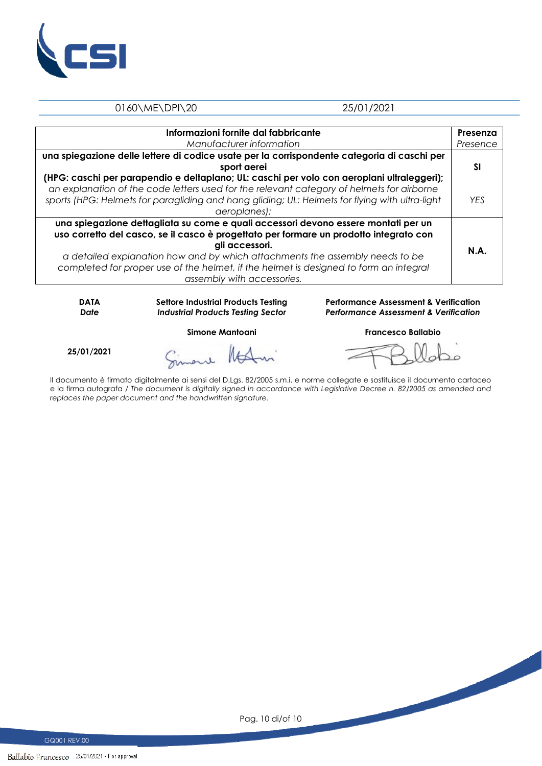| **Informazioni fornite dal fabbricante** *Manufacturer information* | **Presenza** *Presence* |
| --- | --- |
| **una spiegazione delle lettere di codice usate per la corrispondente categoria di caschi per sport aerei (HPG: caschi per parapendio e deltaplano; UL: caschi per volo con aeroplani ultraleggeri);** *an explanation of the code letters used for the relevant category of helmets for airborne sports (HPG: Helmets for paragliding and hang gliding; UL: Helmets for flying with ultra-light aeroplanes);* | **SI** *YES* |
| **una spiegazione dettagliata su come e quali accessori devono essere montati per un uso corretto del casco, se il casco è progettato per formare un prodotto integrato con gli accessori.** *a detailed explanation how and by which attachments the assembly needs to be completed for proper use of the helmet, if the helmet is designed to form an integral assembly with accessories.* | **N.A.** |

| **DATA** *Date* | **Settore Industrial Products Testing** *Industrial Products Testing Sector* | **Performance Assessment & Verification** *Performance Assessment & Verification* |
| --- | --- | --- |
| | **Simone Mantoani** | **Francesco Ballabio** |
| **25/01/2021** | | |

Il documento è firmato digitalmente ai sensi del D.Lgs. 82/2005 s.m.i. e norme collegate e sostituisce il documento cartaceo e la firma autografa / *The document is digitally signed in accordance with Legislative Decree n. 82/2005 as amended and replaces the paper document and the handwritten signature.*